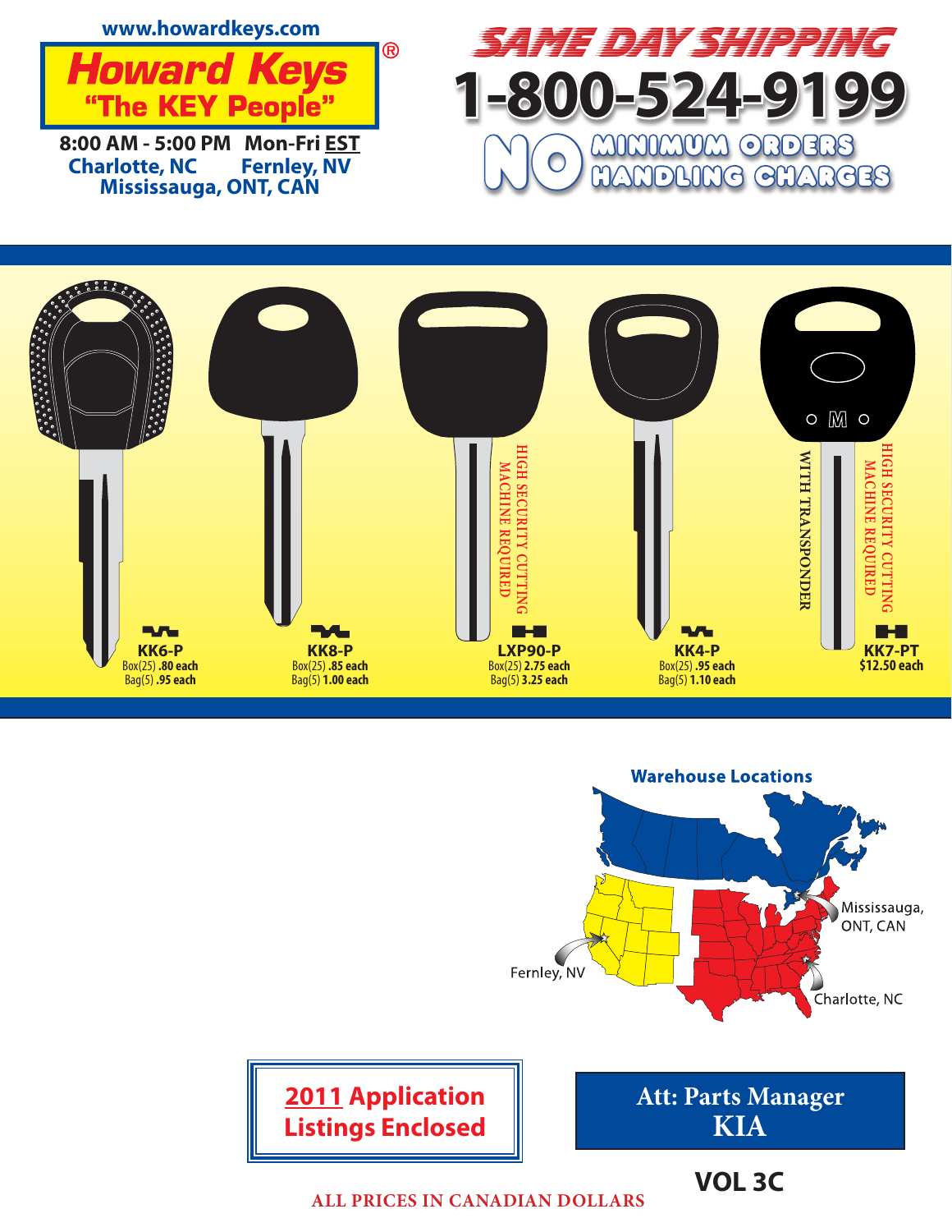www.howardkeys.com

# Howard Keys®
## "The KEY People"

8:00 AM - 5:00 PM Mon-Fri EST

Charlotte, NC Fernley, NV
Mississauga, ONT, CAN

# SAME DAY SHIPPING
# 1-800-524-9199

**NO MINIMUM ORDERS**
**NO HANDLING CHARGES**

| Key | Notes | Pricing |
|---|---|---|
| **KK6-P** | | Box(25) **.80 each**<br>Bag(5) **.95 each** |
| **KK8-P** | | Box(25) **.85 each**<br>Bag(5) **1.00 each** |
| **LXP90-P** | HIGH SECURITY CUTTING MACHINE REQUIRED | Box(25) **2.75 each**<br>Bag(5) **3.25 each** |
| **KK4-P** | | Box(25) **.95 each**<br>Bag(5) **1.10 each** |
| **KK7-PT** | WITH TRANSPONDER<br>HIGH SECURITY CUTTING MACHINE REQUIRED | **$12.50 each** |

**Warehouse Locations**

Mississauga, ONT, CAN
Fernley, NV
Charlotte, NC

**2011 Application Listings Enclosed**

**Att: Parts Manager KIA**

**VOL 3C**

ALL PRICES IN CANADIAN DOLLARS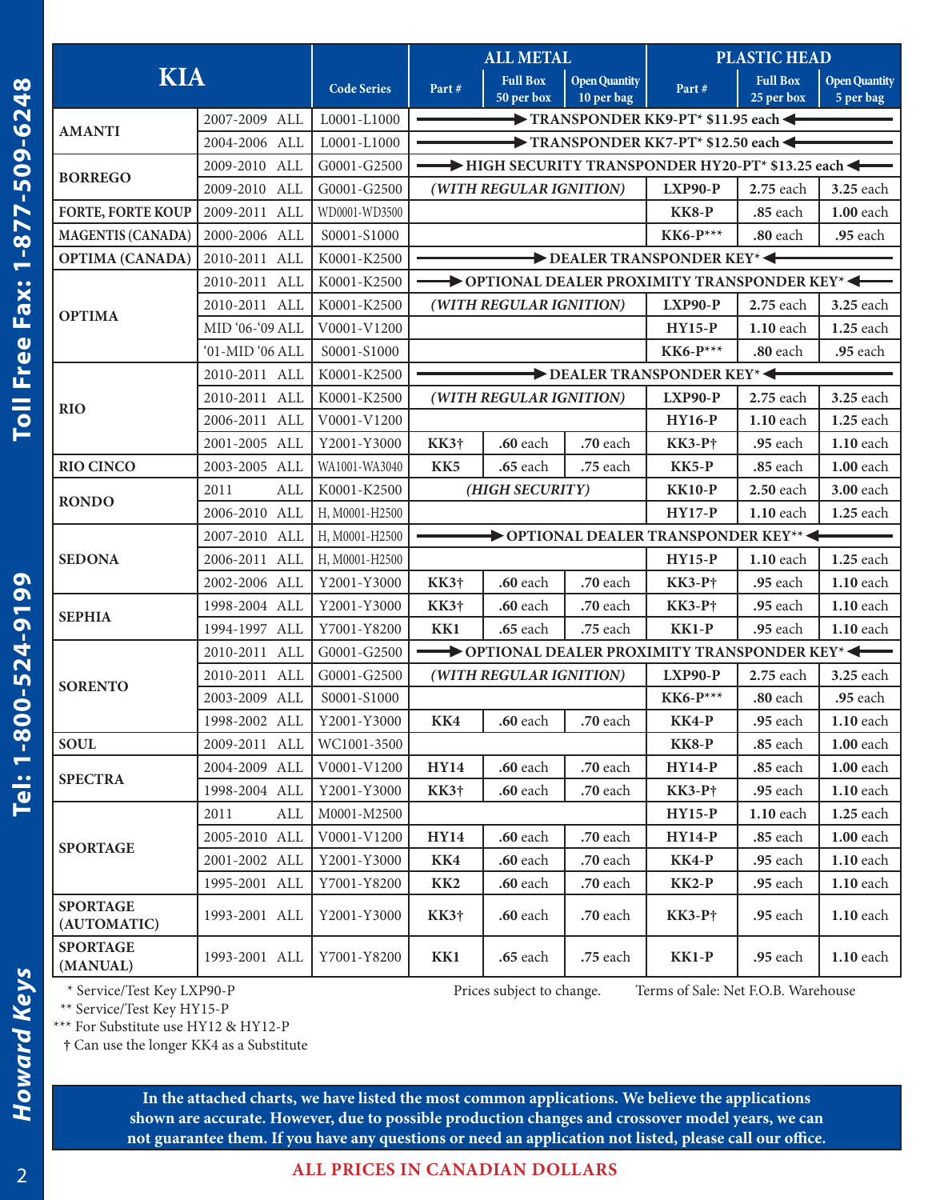| KIA | | | Code Series | ALL METAL | | | PLASTIC HEAD | | |
|---|---|---|---|---|---|---|---|---|---|
| | | | | Part # | Full Box 50 per box | Open Quantity 10 per bag | Part # | Full Box 25 per box | Open Quantity 5 per bag |
| AMANTI | 2007-2009 | ALL | L0001-L1000 | TRANSPONDER KK9-PT* $11.95 each | | | | | |
| | 2004-2006 | ALL | L0001-L1000 | TRANSPONDER KK7-PT* $12.50 each | | | | | |
| BORREGO | 2009-2010 | ALL | G0001-G2500 | HIGH SECURITY TRANSPONDER HY20-PT* $13.25 each | | | | | |
| | 2009-2010 | ALL | G0001-G2500 | *(WITH REGULAR IGNITION)* | | | LXP90-P | 2.75 each | 3.25 each |
| FORTE, FORTE KOUP | 2009-2011 | ALL | WD0001-WD3500 | | | | KK8-P | .85 each | 1.00 each |
| MAGENTIS (CANADA) | 2000-2006 | ALL | S0001-S1000 | | | | KK6-P*** | .80 each | .95 each |
| OPTIMA (CANADA) | 2010-2011 | ALL | K0001-K2500 | DEALER TRANSPONDER KEY* | | | | | |
| OPTIMA | 2010-2011 | ALL | K0001-K2500 | OPTIONAL DEALER PROXIMITY TRANSPONDER KEY* | | | | | |
| | 2010-2011 | ALL | K0001-K2500 | *(WITH REGULAR IGNITION)* | | | LXP90-P | 2.75 each | 3.25 each |
| | MID '06-'09 | ALL | V0001-V1200 | | | | HY15-P | 1.10 each | 1.25 each |
| | '01-MID '06 | ALL | S0001-S1000 | | | | KK6-P*** | .80 each | .95 each |
| RIO | 2010-2011 | ALL | K0001-K2500 | DEALER TRANSPONDER KEY* | | | | | |
| | 2010-2011 | ALL | K0001-K2500 | *(WITH REGULAR IGNITION)* | | | LXP90-P | 2.75 each | 3.25 each |
| | 2006-2011 | ALL | V0001-V1200 | | | | HY16-P | 1.10 each | 1.25 each |
| | 2001-2005 | ALL | Y2001-Y3000 | KK3† | .60 each | .70 each | KK3-P† | .95 each | 1.10 each |
| RIO CINCO | 2003-2005 | ALL | WA1001-WA3040 | KK5 | .65 each | .75 each | KK5-P | .85 each | 1.00 each |
| RONDO | 2011 | ALL | K0001-K2500 | *(HIGH SECURITY)* | | | KK10-P | 2.50 each | 3.00 each |
| | 2006-2010 | ALL | H, M0001-H2500 | | | | HY17-P | 1.10 each | 1.25 each |
| SEDONA | 2007-2010 | ALL | H, M0001-H2500 | OPTIONAL DEALER TRANSPONDER KEY** | | | | | |
| | 2006-2011 | ALL | H, M0001-H2500 | | | | HY15-P | 1.10 each | 1.25 each |
| | 2002-2006 | ALL | Y2001-Y3000 | KK3† | .60 each | .70 each | KK3-P† | .95 each | 1.10 each |
| SEPHIA | 1998-2004 | ALL | Y2001-Y3000 | KK3† | .60 each | .70 each | KK3-P† | .95 each | 1.10 each |
| | 1994-1997 | ALL | Y7001-Y8200 | KK1 | .65 each | .75 each | KK1-P | .95 each | 1.10 each |
| SORENTO | 2010-2011 | ALL | G0001-G2500 | OPTIONAL DEALER PROXIMITY TRANSPONDER KEY* | | | | | |
| | 2010-2011 | ALL | G0001-G2500 | *(WITH REGULAR IGNITION)* | | | LXP90-P | 2.75 each | 3.25 each |
| | 2003-2009 | ALL | S0001-S1000 | | | | KK6-P*** | .80 each | .95 each |
| | 1998-2002 | ALL | Y2001-Y3000 | KK4 | .60 each | .70 each | KK4-P | .95 each | 1.10 each |
| SOUL | 2009-2011 | ALL | WC1001-3500 | | | | KK8-P | .85 each | 1.00 each |
| SPECTRA | 2004-2009 | ALL | V0001-V1200 | HY14 | .60 each | .70 each | HY14-P | .85 each | 1.00 each |
| | 1998-2004 | ALL | Y2001-Y3000 | KK3† | .60 each | .70 each | KK3-P† | .95 each | 1.10 each |
| SPORTAGE | 2011 | ALL | M0001-M2500 | | | | HY15-P | 1.10 each | 1.25 each |
| | 2005-2010 | ALL | V0001-V1200 | HY14 | .60 each | .70 each | HY14-P | .85 each | 1.00 each |
| | 2001-2002 | ALL | Y2001-Y3000 | KK4 | .60 each | .70 each | KK4-P | .95 each | 1.10 each |
| | 1995-2001 | ALL | Y7001-Y8200 | KK2 | .60 each | .70 each | KK2-P | .95 each | 1.10 each |
| SPORTAGE (AUTOMATIC) | 1993-2001 | ALL | Y2001-Y3000 | KK3† | .60 each | .70 each | KK3-P† | .95 each | 1.10 each |
| SPORTAGE (MANUAL) | 1993-2001 | ALL | Y7001-Y8200 | KK1 | .65 each | .75 each | KK1-P | .95 each | 1.10 each |

\* Service/Test Key LXP90-P

** Service/Test Key HY15-P

*** For Substitute use HY12 & HY12-P

† Can use the longer KK4 as a Substitute

Prices subject to change. Terms of Sale: Net F.O.B. Warehouse

**In the attached charts, we have listed the most common applications. We believe the applications shown are accurate. However, due to possible production changes and crossover model years, we can not guarantee them. If you have any questions or need an application not listed, please call our office.**

**ALL PRICES IN CANADIAN DOLLARS**

Howard Keys — Tel: 1-800-524-9199 — Toll Free Fax: 1-877-509-6248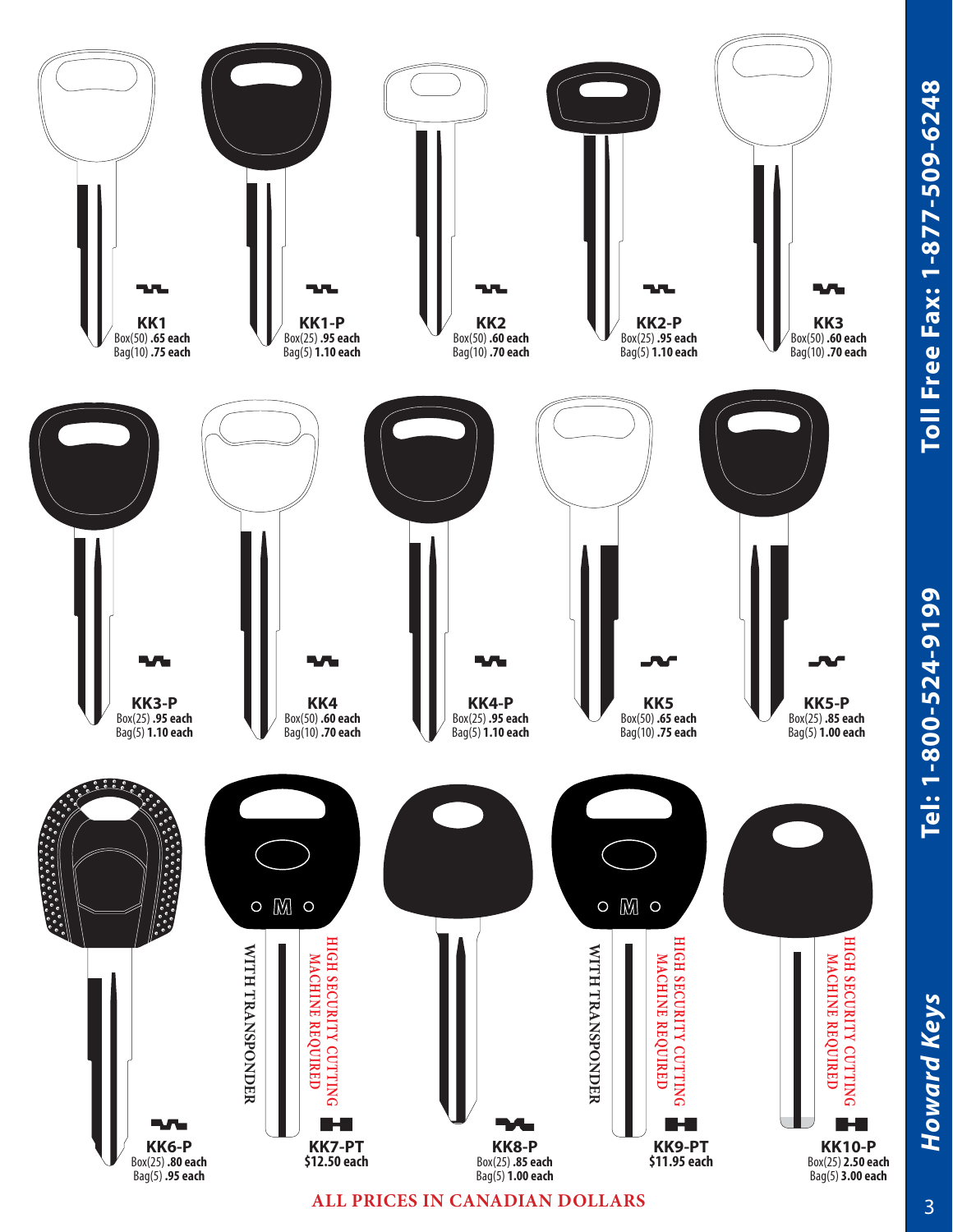**KK1**
Box(50) **.65 each**
Bag(10) **.75 each**

**KK1-P**
Box(25) **.95 each**
Bag(5) **1.10 each**

**KK2**
Box(50) **.60 each**
Bag(10) **.70 each**

**KK2-P**
Box(25) **.95 each**
Bag(5) **1.10 each**

**KK3**
Box(50) **.60 each**
Bag(10) **.70 each**

**KK3-P**
Box(25) **.95 each**
Bag(5) **1.10 each**

**KK4**
Box(50) **.60 each**
Bag(10) **.70 each**

**KK4-P**
Box(25) **.95 each**
Bag(5) **1.10 each**

**KK5**
Box(50) **.65 each**
Bag(10) **.75 each**

**KK5-P**
Box(25) **.85 each**
Bag(5) **1.00 each**

**KK6-P**
Box(25) **.80 each**
Bag(5) **.95 each**

WITH TRANSPONDER
HIGH SECURITY CUTTING MACHINE REQUIRED

**KK7-PT**
**$12.50 each**

**KK8-P**
Box(25) **.85 each**
Bag(5) **1.00 each**

WITH TRANSPONDER
HIGH SECURITY CUTTING MACHINE REQUIRED

**KK9-PT**
**$11.95 each**

HIGH SECURITY CUTTING MACHINE REQUIRED

**KK10-P**
Box(25) **2.50 each**
Bag(5) **3.00 each**

**ALL PRICES IN CANADIAN DOLLARS**

***Howard Keys*** **Tel: 1-800-524-9199 Toll Free Fax: 1-877-509-6248**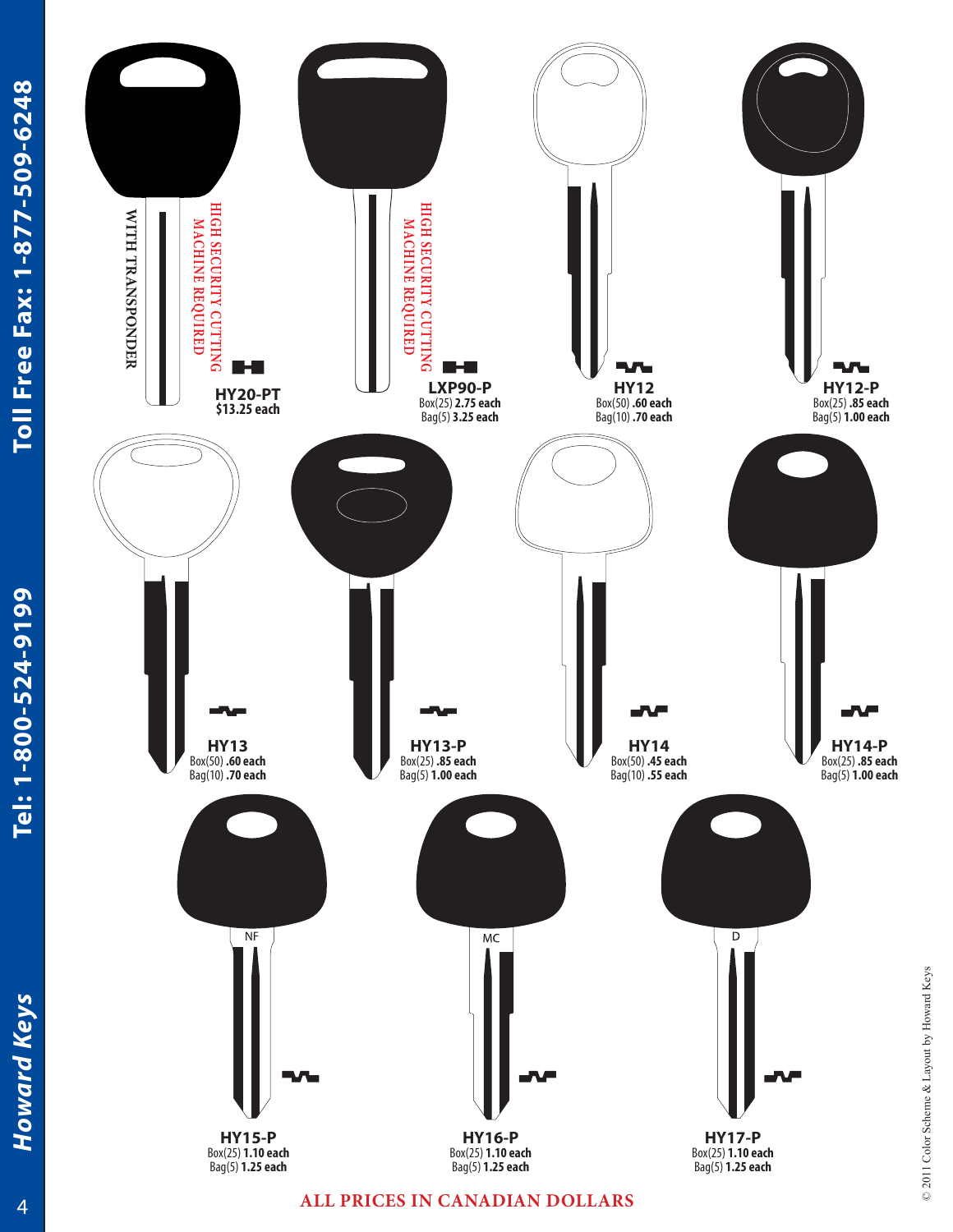HIGH SECURITY CUTTING MACHINE REQUIRED

WITH TRANSPONDER

**HY20-PT**
**$13.25 each**

HIGH SECURITY CUTTING MACHINE REQUIRED

**LXP90-P**
Box(25) **2.75 each**
Bag(5) **3.25 each**

**HY12**
Box(50) **.60 each**
Bag(10) **.70 each**

**HY12-P**
Box(25) **.85 each**
Bag(5) **1.00 each**

**HY13**
Box(50) **.60 each**
Bag(10) **.70 each**

**HY13-P**
Box(25) **.85 each**
Bag(5) **1.00 each**

**HY14**
Box(50) **.45 each**
Bag(10) **.55 each**

**HY14-P**
Box(25) **.85 each**
Bag(5) **1.00 each**

NF

**HY15-P**
Box(25) **1.10 each**
Bag(5) **1.25 each**

MC

**HY16-P**
Box(25) **1.10 each**
Bag(5) **1.25 each**

D

**HY17-P**
Box(25) **1.10 each**
Bag(5) **1.25 each**

**ALL PRICES IN CANADIAN DOLLARS**

© 2011 Color Scheme & Layout by Howard Keys